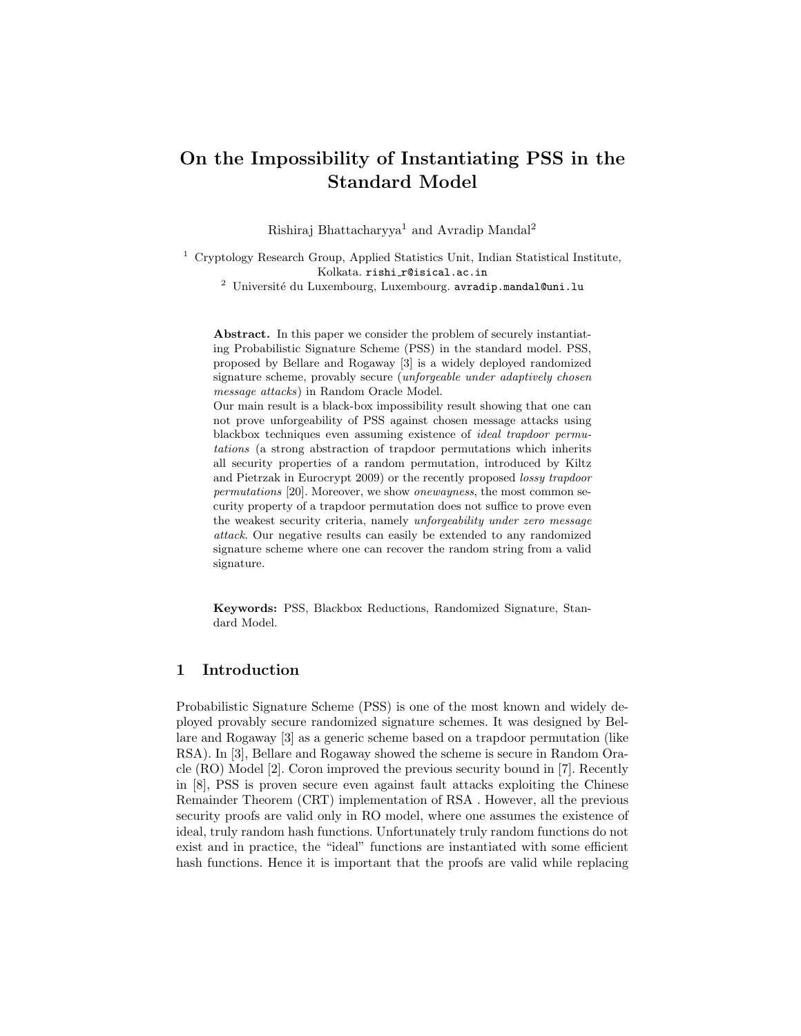# On the Impossibility of Instantiating PSS in the Standard Model

Rishiraj Bhattacharyya[1] and Avradip Mandal[2]

[1] Cryptology Research Group, Applied Statistics Unit, Indian Statistical Institute, Kolkata. rishi_r@isical.ac.in

[2] Université du Luxembourg, Luxembourg. avradip.mandal@uni.lu

**Abstract.** In this paper we consider the problem of securely instantiating Probabilistic Signature Scheme (PSS) in the standard model. PSS, proposed by Bellare and Rogaway [3] is a widely deployed randomized signature scheme, provably secure (*unforgeable under adaptively chosen message attacks*) in Random Oracle Model.

Our main result is a black-box impossibility result showing that one can not prove unforgeability of PSS against chosen message attacks using blackbox techniques even assuming existence of *ideal trapdoor permutations* (a strong abstraction of trapdoor permutations which inherits all security properties of a random permutation, introduced by Kiltz and Pietrzak in Eurocrypt 2009) or the recently proposed *lossy trapdoor permutations* [20]. Moreover, we show *onewayness*, the most common security property of a trapdoor permutation does not suffice to prove even the weakest security criteria, namely *unforgeability under zero message attack*. Our negative results can easily be extended to any randomized signature scheme where one can recover the random string from a valid signature.

**Keywords:** PSS, Blackbox Reductions, Randomized Signature, Standard Model.

## 1 Introduction

Probabilistic Signature Scheme (PSS) is one of the most known and widely deployed provably secure randomized signature schemes. It was designed by Bellare and Rogaway [3] as a generic scheme based on a trapdoor permutation (like RSA). In [3], Bellare and Rogaway showed the scheme is secure in Random Oracle (RO) Model [2]. Coron improved the previous security bound in [7]. Recently in [8], PSS is proven secure even against fault attacks exploiting the Chinese Remainder Theorem (CRT) implementation of RSA . However, all the previous security proofs are valid only in RO model, where one assumes the existence of ideal, truly random hash functions. Unfortunately truly random functions do not exist and in practice, the "ideal" functions are instantiated with some efficient hash functions. Hence it is important that the proofs are valid while replacing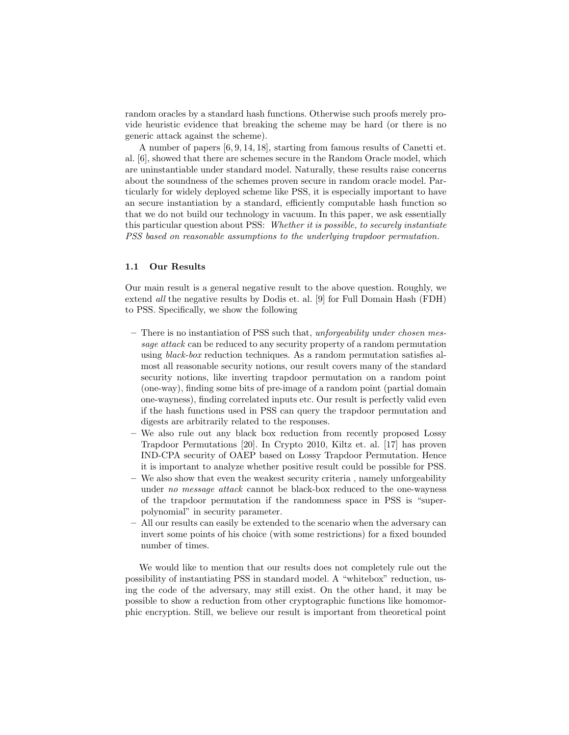random oracles by a standard hash functions. Otherwise such proofs merely provide heuristic evidence that breaking the scheme may be hard (or there is no generic attack against the scheme).

A number of papers [6, 9, 14, 18], starting from famous results of Canetti et. al. [6], showed that there are schemes secure in the Random Oracle model, which are uninstantiable under standard model. Naturally, these results raise concerns about the soundness of the schemes proven secure in random oracle model. Particularly for widely deployed scheme like PSS, it is especially important to have an secure instantiation by a standard, efficiently computable hash function so that we do not build our technology in vacuum. In this paper, we ask essentially this particular question about PSS: *Whether it is possible, to securely instantiate PSS based on reasonable assumptions to the underlying trapdoor permutation.*

### 1.1 Our Results

Our main result is a general negative result to the above question. Roughly, we extend *all* the negative results by Dodis et. al. [9] for Full Domain Hash (FDH) to PSS. Specifically, we show the following

- There is no instantiation of PSS such that, *unforgeability under chosen message attack* can be reduced to any security property of a random permutation using *black-box* reduction techniques. As a random permutation satisfies almost all reasonable security notions, our result covers many of the standard security notions, like inverting trapdoor permutation on a random point (one-way), finding some bits of pre-image of a random point (partial domain one-wayness), finding correlated inputs etc. Our result is perfectly valid even if the hash functions used in PSS can query the trapdoor permutation and digests are arbitrarily related to the responses.
- We also rule out any black box reduction from recently proposed Lossy Trapdoor Permutations [20]. In Crypto 2010, Kiltz et. al. [17] has proven IND-CPA security of OAEP based on Lossy Trapdoor Permutation. Hence it is important to analyze whether positive result could be possible for PSS.
- We also show that even the weakest security criteria , namely unforgeability under *no message attack* cannot be black-box reduced to the one-wayness of the trapdoor permutation if the randomness space in PSS is "superpolynomial" in security parameter.
- All our results can easily be extended to the scenario when the adversary can invert some points of his choice (with some restrictions) for a fixed bounded number of times.

We would like to mention that our results does not completely rule out the possibility of instantiating PSS in standard model. A "whitebox" reduction, using the code of the adversary, may still exist. On the other hand, it may be possible to show a reduction from other cryptographic functions like homomorphic encryption. Still, we believe our result is important from theoretical point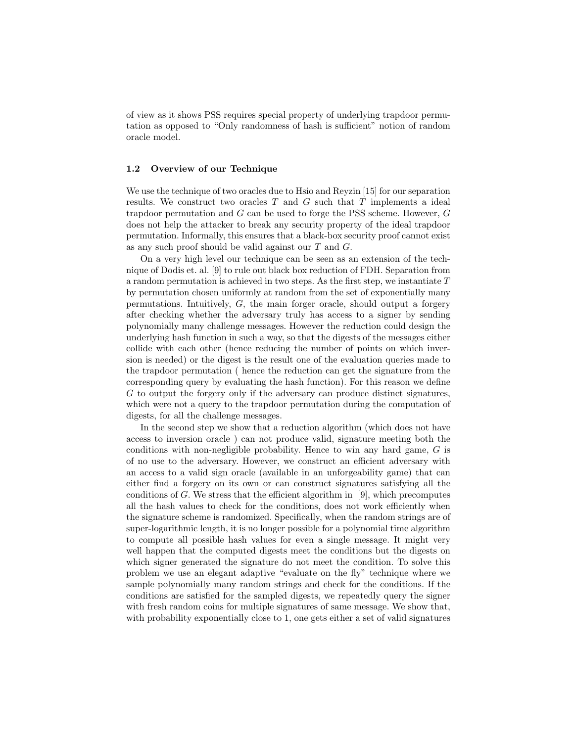of view as it shows PSS requires special property of underlying trapdoor permutation as opposed to "Only randomness of hash is sufficient" notion of random oracle model.

### 1.2 Overview of our Technique

We use the technique of two oracles due to Hsio and Reyzin [15] for our separation results. We construct two oracles $T$ and $G$ such that $T$ implements a ideal trapdoor permutation and $G$ can be used to forge the PSS scheme. However, $G$ does not help the attacker to break any security property of the ideal trapdoor permutation. Informally, this ensures that a black-box security proof cannot exist as any such proof should be valid against our $T$ and $G$.

On a very high level our technique can be seen as an extension of the technique of Dodis et. al. [9] to rule out black box reduction of FDH. Separation from a random permutation is achieved in two steps. As the first step, we instantiate $T$ by permutation chosen uniformly at random from the set of exponentially many permutations. Intuitively, $G$, the main forger oracle, should output a forgery after checking whether the adversary truly has access to a signer by sending polynomially many challenge messages. However the reduction could design the underlying hash function in such a way, so that the digests of the messages either collide with each other (hence reducing the number of points on which inversion is needed) or the digest is the result one of the evaluation queries made to the trapdoor permutation ( hence the reduction can get the signature from the corresponding query by evaluating the hash function). For this reason we define $G$ to output the forgery only if the adversary can produce distinct signatures, which were not a query to the trapdoor permutation during the computation of digests, for all the challenge messages.

In the second step we show that a reduction algorithm (which does not have access to inversion oracle ) can not produce valid, signature meeting both the conditions with non-negligible probability. Hence to win any hard game, $G$ is of no use to the adversary. However, we construct an efficient adversary with an access to a valid sign oracle (available in an unforgeability game) that can either find a forgery on its own or can construct signatures satisfying all the conditions of $G$. We stress that the efficient algorithm in [9], which precomputes all the hash values to check for the conditions, does not work efficiently when the signature scheme is randomized. Specifically, when the random strings are of super-logarithmic length, it is no longer possible for a polynomial time algorithm to compute all possible hash values for even a single message. It might very well happen that the computed digests meet the conditions but the digests on which signer generated the signature do not meet the condition. To solve this problem we use an elegant adaptive "evaluate on the fly" technique where we sample polynomially many random strings and check for the conditions. If the conditions are satisfied for the sampled digests, we repeatedly query the signer with fresh random coins for multiple signatures of same message. We show that, with probability exponentially close to 1, one gets either a set of valid signatures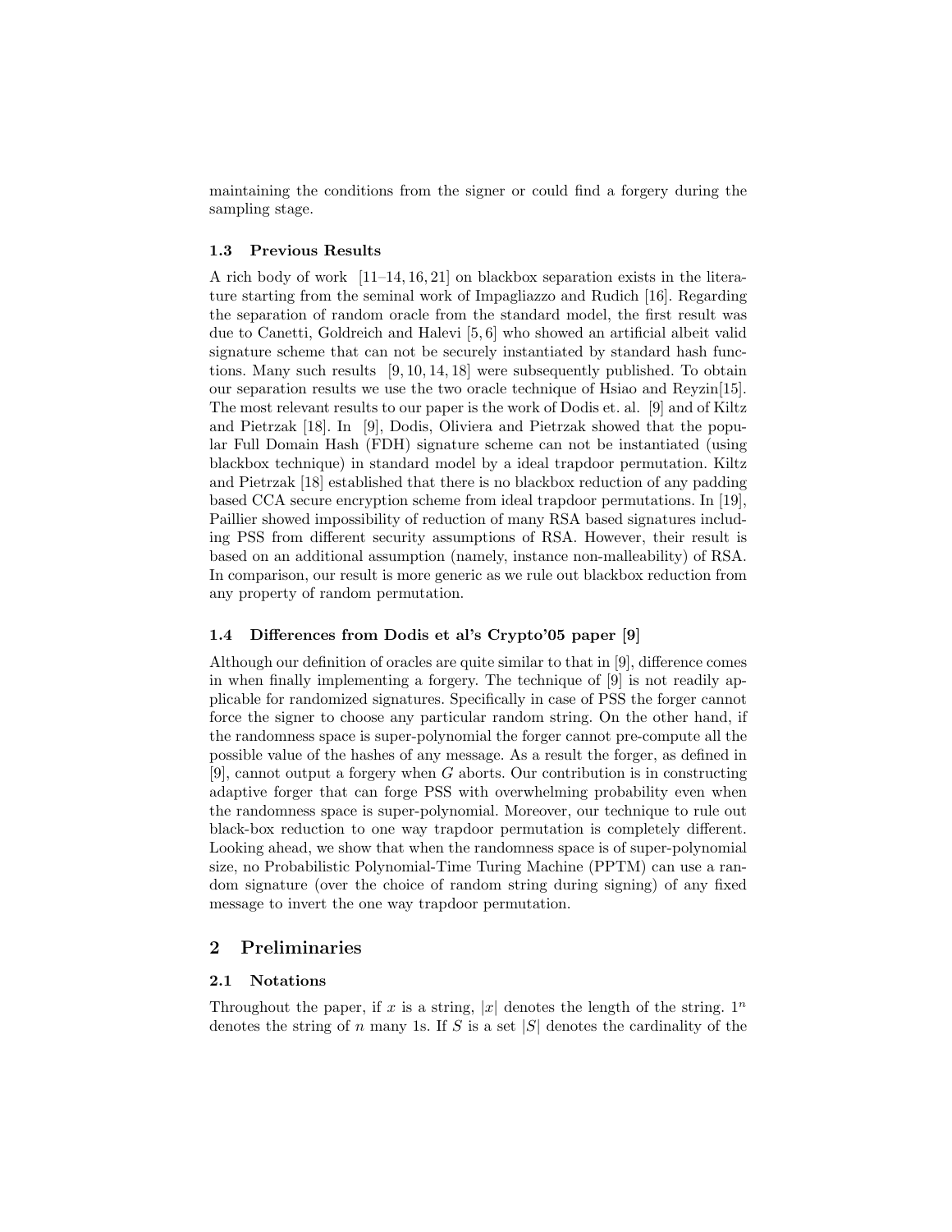maintaining the conditions from the signer or could find a forgery during the sampling stage.

### 1.3 Previous Results

A rich body of work [11–14, 16, 21] on blackbox separation exists in the literature starting from the seminal work of Impagliazzo and Rudich [16]. Regarding the separation of random oracle from the standard model, the first result was due to Canetti, Goldreich and Halevi [5, 6] who showed an artificial albeit valid signature scheme that can not be securely instantiated by standard hash functions. Many such results [9, 10, 14, 18] were subsequently published. To obtain our separation results we use the two oracle technique of Hsiao and Reyzin[15]. The most relevant results to our paper is the work of Dodis et. al. [9] and of Kiltz and Pietrzak [18]. In [9], Dodis, Oliviera and Pietrzak showed that the popular Full Domain Hash (FDH) signature scheme can not be instantiated (using blackbox technique) in standard model by a ideal trapdoor permutation. Kiltz and Pietrzak [18] established that there is no blackbox reduction of any padding based CCA secure encryption scheme from ideal trapdoor permutations. In [19], Paillier showed impossibility of reduction of many RSA based signatures including PSS from different security assumptions of RSA. However, their result is based on an additional assumption (namely, instance non-malleability) of RSA. In comparison, our result is more generic as we rule out blackbox reduction from any property of random permutation.

### 1.4 Differences from Dodis et al's Crypto'05 paper [9]

Although our definition of oracles are quite similar to that in [9], difference comes in when finally implementing a forgery. The technique of [9] is not readily applicable for randomized signatures. Specifically in case of PSS the forger cannot force the signer to choose any particular random string. On the other hand, if the randomness space is super-polynomial the forger cannot pre-compute all the possible value of the hashes of any message. As a result the forger, as defined in [9], cannot output a forgery when $G$ aborts. Our contribution is in constructing adaptive forger that can forge PSS with overwhelming probability even when the randomness space is super-polynomial. Moreover, our technique to rule out black-box reduction to one way trapdoor permutation is completely different. Looking ahead, we show that when the randomness space is of super-polynomial size, no Probabilistic Polynomial-Time Turing Machine (PPTM) can use a random signature (over the choice of random string during signing) of any fixed message to invert the one way trapdoor permutation.

## 2 Preliminaries

### 2.1 Notations

Throughout the paper, if $x$ is a string, $|x|$ denotes the length of the string. $1^n$ denotes the string of $n$ many 1s. If $S$ is a set $|S|$ denotes the cardinality of the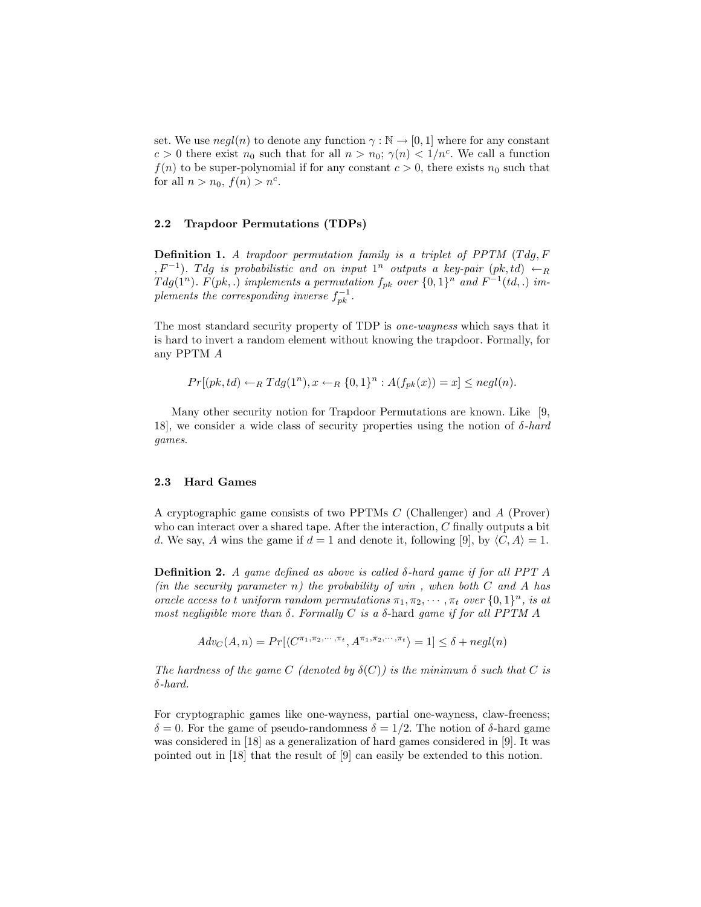set. We use $negl(n)$ to denote any function $\gamma : \mathbb{N} \rightarrow [0, 1]$ where for any constant $c > 0$ there exist $n_0$ such that for all $n > n_0$; $\gamma(n) < 1/n^c$. We call a function $f(n)$ to be super-polynomial if for any constant $c > 0$, there exists $n_0$ such that for all $n > n_0$, $f(n) > n^c$.

### 2.2 Trapdoor Permutations (TDPs)

**Definition 1.** *A trapdoor permutation family is a triplet of PPTM ($Tdg, F, F^{-1}$). $Tdg$ is probabilistic and on input $1^n$ outputs a key-pair $(pk, td) \leftarrow_R Tdg(1^n)$. $F(pk, .)$ implements a permutation $f_{pk}$ over $\{0, 1\}^n$ and $F^{-1}(td, .)$ implements the corresponding inverse $f_{pk}^{-1}$.*

The most standard security property of TDP is *one-wayness* which says that it is hard to invert a random element without knowing the trapdoor. Formally, for any PPTM $A$

$$Pr[(pk, td) \leftarrow_R Tdg(1^n), x \leftarrow_R \{0, 1\}^n : A(f_{pk}(x)) = x] \leq negl(n).$$

Many other security notion for Trapdoor Permutations are known. Like [9, 18], we consider a wide class of security properties using the notion of *$\delta$-hard games*.

### 2.3 Hard Games

A cryptographic game consists of two PPTMs $C$ (Challenger) and $A$ (Prover) who can interact over a shared tape. After the interaction, $C$ finally outputs a bit $d$. We say, $A$ wins the game if $d = 1$ and denote it, following [9], by $\langle C, A \rangle = 1$.

**Definition 2.** *A game defined as above is called $\delta$-hard game if for all PPT $A$ (in the security parameter $n$) the probability of win , when both $C$ and $A$ has oracle access to $t$ uniform random permutations $\pi_1, \pi_2, \cdots, \pi_t$ over $\{0, 1\}^n$, is at most negligible more than $\delta$. Formally $C$ is a $\delta$-hard game if for all PPTM $A$*

$$Adv_C(A, n) = Pr[\langle C^{\pi_1, \pi_2, \cdots, \pi_t}, A^{\pi_1, \pi_2, \cdots, \pi_t} \rangle = 1] \leq \delta + negl(n)$$

*The hardness of the game $C$ (denoted by $\delta(C)$) is the minimum $\delta$ such that $C$ is $\delta$-hard.*

For cryptographic games like one-wayness, partial one-wayness, claw-freeness; $\delta = 0$. For the game of pseudo-randomness $\delta = 1/2$. The notion of $\delta$-hard game was considered in [18] as a generalization of hard games considered in [9]. It was pointed out in [18] that the result of [9] can easily be extended to this notion.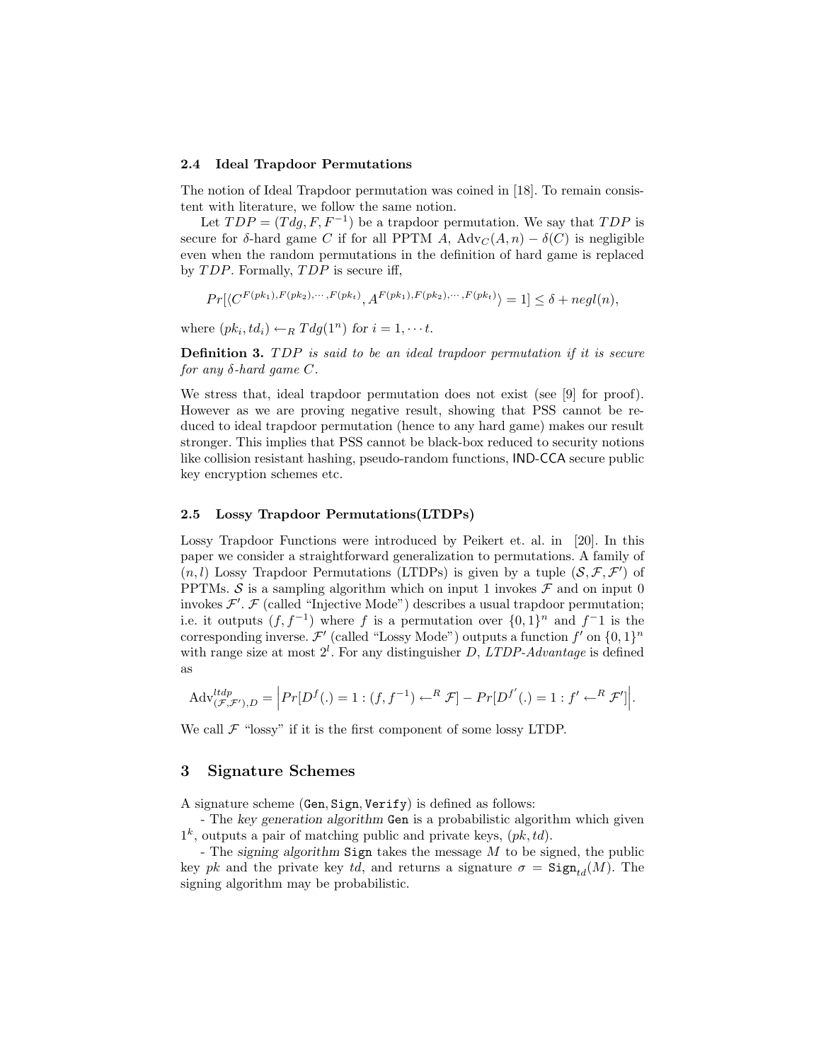### 2.4 Ideal Trapdoor Permutations

The notion of Ideal Trapdoor permutation was coined in [18]. To remain consistent with literature, we follow the same notion.

Let $TDP = (Tdg, F, F^{-1})$ be a trapdoor permutation. We say that $TDP$ is secure for $\delta$-hard game $C$ if for all PPTM $A$, $\mathrm{Adv}_C(A, n) - \delta(C)$ is negligible even when the random permutations in the definition of hard game is replaced by $TDP$. Formally, $TDP$ is secure iff,

$$Pr[\langle C^{F(pk_1),F(pk_2),\cdots,F(pk_t)}, A^{F(pk_1),F(pk_2),\cdots,F(pk_t)}\rangle = 1] \leq \delta + negl(n),$$

where $(pk_i, td_i) \leftarrow_R Tdg(1^n)$ for $i = 1, \cdots t$.

**Definition 3.** *$TDP$ is said to be an ideal trapdoor permutation if it is secure for any $\delta$-hard game $C$.*

We stress that, ideal trapdoor permutation does not exist (see [9] for proof). However as we are proving negative result, showing that PSS cannot be reduced to ideal trapdoor permutation (hence to any hard game) makes our result stronger. This implies that PSS cannot be black-box reduced to security notions like collision resistant hashing, pseudo-random functions, IND-CCA secure public key encryption schemes etc.

### 2.5 Lossy Trapdoor Permutations(LTDPs)

Lossy Trapdoor Functions were introduced by Peikert et. al. in [20]. In this paper we consider a straightforward generalization to permutations. A family of $(n, l)$ Lossy Trapdoor Permutations (LTDPs) is given by a tuple $(\mathcal{S}, \mathcal{F}, \mathcal{F}')$ of PPTMs. $\mathcal{S}$ is a sampling algorithm which on input 1 invokes $\mathcal{F}$ and on input 0 invokes $\mathcal{F}'$. $\mathcal{F}$ (called "Injective Mode") describes a usual trapdoor permutation; i.e. it outputs $(f, f^{-1})$ where $f$ is a permutation over $\{0,1\}^n$ and $f^{-}1$ is the corresponding inverse. $\mathcal{F}'$ (called "Lossy Mode") outputs a function $f'$ on $\{0,1\}^n$ with range size at most $2^l$. For any distinguisher $D$, *LTDP-Advantage* is defined as

$$\mathrm{Adv}^{ltdp}_{(\mathcal{F},\mathcal{F}'),D} = \Big| Pr[D^f(.) = 1 : (f, f^{-1}) \leftarrow^R \mathcal{F}] - Pr[D^{f'}(.) = 1 : f' \leftarrow^R \mathcal{F}'] \Big|.$$

We call $\mathcal{F}$ "lossy" if it is the first component of some lossy LTDP.

## 3 Signature Schemes

A signature scheme (Gen, Sign, Verify) is defined as follows:

- The *key generation algorithm* Gen is a probabilistic algorithm which given $1^k$, outputs a pair of matching public and private keys, $(pk, td)$.

- The *signing algorithm* Sign takes the message $M$ to be signed, the public key $pk$ and the private key $td$, and returns a signature $\sigma = \mathtt{Sign}_{td}(M)$. The signing algorithm may be probabilistic.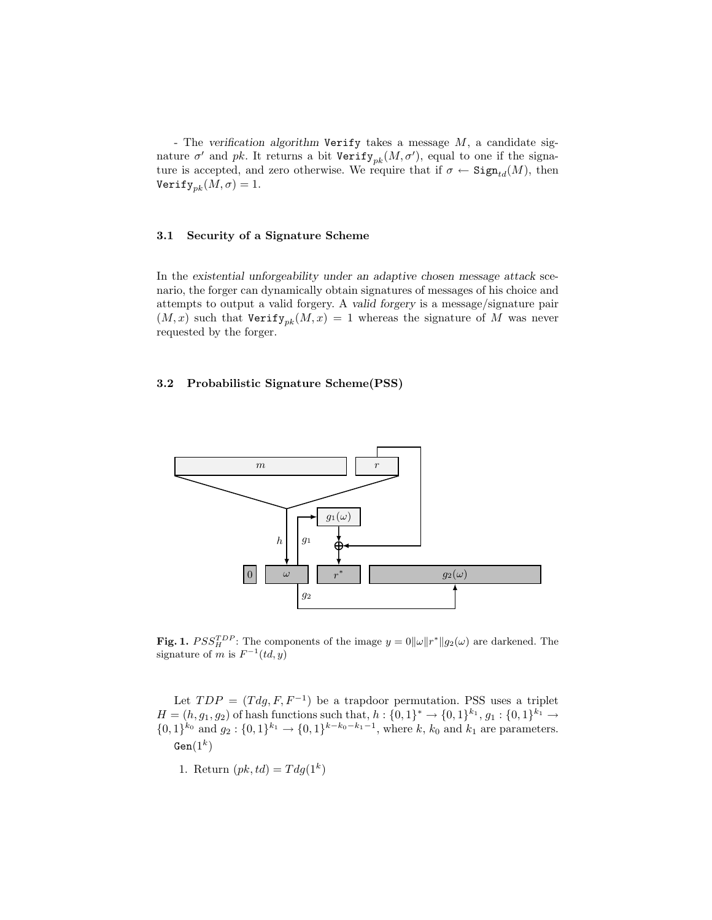- The *verification algorithm* `Verify` takes a message $M$, a candidate signature $\sigma'$ and $pk$. It returns a bit $\texttt{Verify}_{pk}(M, \sigma')$, equal to one if the signature is accepted, and zero otherwise. We require that if $\sigma \leftarrow \texttt{Sign}_{td}(M)$, then $\texttt{Verify}_{pk}(M, \sigma) = 1$.

### 3.1 Security of a Signature Scheme

In the *existential unforgeability under an adaptive chosen message attack* scenario, the forger can dynamically obtain signatures of messages of his choice and attempts to output a valid forgery. A *valid forgery* is a message/signature pair $(M, x)$ such that $\texttt{Verify}_{pk}(M, x) = 1$ whereas the signature of $M$ was never requested by the forger.

### 3.2 Probabilistic Signature Scheme(PSS)

**Fig. 1.** $PSS_H^{TDP}$: The components of the image $y = 0\|\omega\|r^*\|g_2(\omega)$ are darkened. The signature of $m$ is $F^{-1}(td, y)$

Let $TDP = (Tdg, F, F^{-1})$ be a trapdoor permutation. PSS uses a triplet $H = (h, g_1, g_2)$ of hash functions such that, $h : \{0,1\}^* \rightarrow \{0,1\}^{k_1}$, $g_1 : \{0,1\}^{k_1} \rightarrow \{0,1\}^{k_0}$ and $g_2 : \{0,1\}^{k_1} \rightarrow \{0,1\}^{k-k_0-k_1-1}$, where $k$, $k_0$ and $k_1$ are parameters.

$\texttt{Gen}(1^k)$

1. Return $(pk, td) = Tdg(1^k)$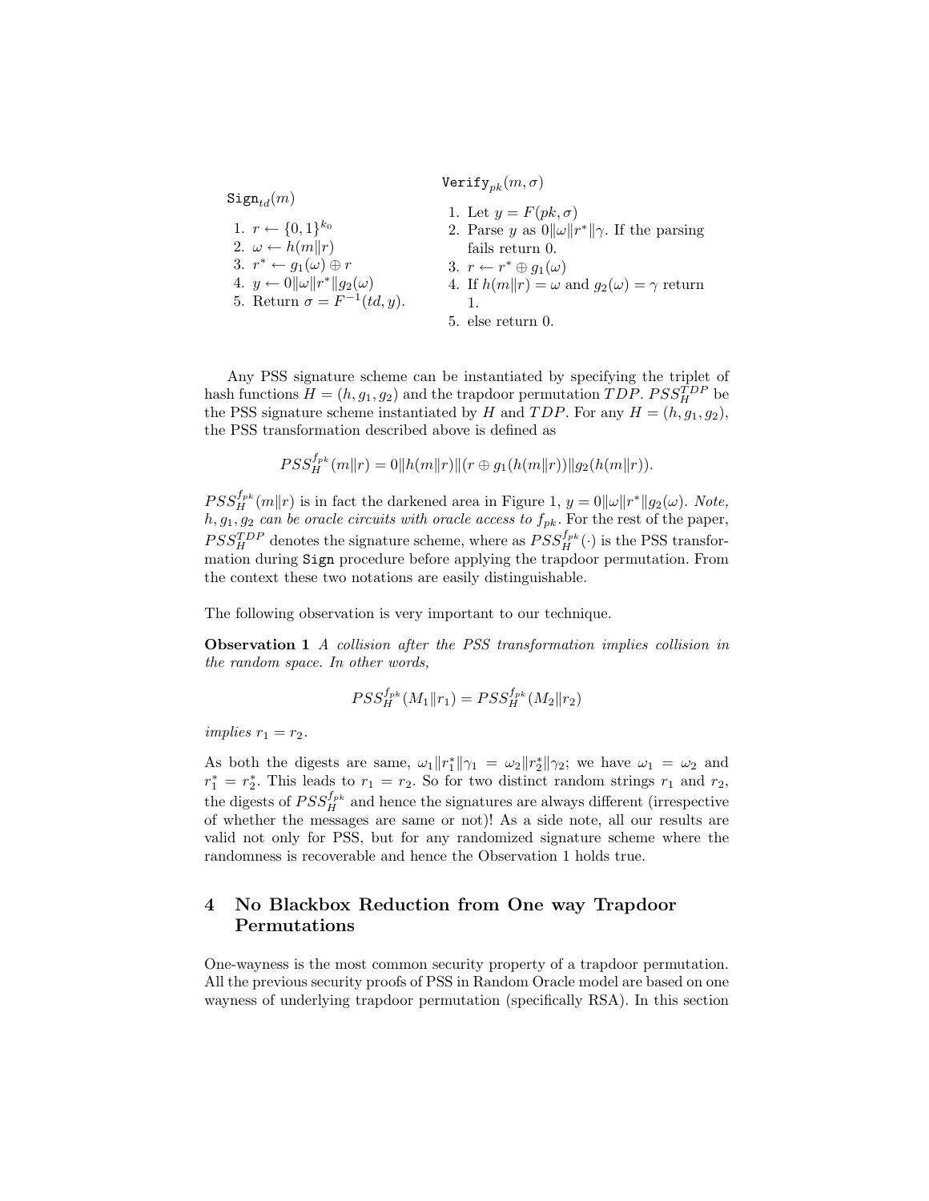$\texttt{Sign}_{td}(m)$

1. $r \leftarrow \{0,1\}^{k_0}$
2. $\omega \leftarrow h(m\|r)$
3. $r^* \leftarrow g_1(\omega) \oplus r$
4. $y \leftarrow 0\|\omega\|r^*\|g_2(\omega)$
5. Return $\sigma = F^{-1}(td, y)$.

$\texttt{Verify}_{pk}(m, \sigma)$

1. Let $y = F(pk, \sigma)$
2. Parse $y$ as $0\|\omega\|r^*\|\gamma$. If the parsing fails return 0.
3. $r \leftarrow r^* \oplus g_1(\omega)$
4. If $h(m\|r) = \omega$ and $g_2(\omega) = \gamma$ return 1.
5. else return 0.

Any PSS signature scheme can be instantiated by specifying the triplet of hash functions $H = (h, g_1, g_2)$ and the trapdoor permutation $TDP$. $PSS_H^{TDP}$ be the PSS signature scheme instantiated by $H$ and $TDP$. For any $H = (h, g_1, g_2)$, the PSS transformation described above is defined as

$$PSS_H^{f_{pk}}(m\|r) = 0\|h(m\|r)\|(r \oplus g_1(h(m\|r))\|g_2(h(m\|r)).$$

$PSS_H^{f_{pk}}(m\|r)$ is in fact the darkened area in Figure 1, $y = 0\|\omega\|r^*\|g_2(\omega)$. *Note, $h, g_1, g_2$ can be oracle circuits with oracle access to $f_{pk}$.* For the rest of the paper, $PSS_H^{TDP}$ denotes the signature scheme, where as $PSS_H^{f_{pk}}(\cdot)$ is the PSS transformation during Sign procedure before applying the trapdoor permutation. From the context these two notations are easily distinguishable.

The following observation is very important to our technique.

**Observation 1** *A collision after the PSS transformation implies collision in the random space. In other words,*

$$PSS_H^{f_{pk}}(M_1\|r_1) = PSS_H^{f_{pk}}(M_2\|r_2)$$

*implies $r_1 = r_2$.*

As both the digests are same, $\omega_1\|r_1^*\|\gamma_1 = \omega_2\|r_2^*\|\gamma_2$; we have $\omega_1 = \omega_2$ and $r_1^* = r_2^*$. This leads to $r_1 = r_2$. So for two distinct random strings $r_1$ and $r_2$, the digests of $PSS_H^{f_{pk}}$ and hence the signatures are always different (irrespective of whether the messages are same or not)! As a side note, all our results are valid not only for PSS, but for any randomized signature scheme where the randomness is recoverable and hence the Observation 1 holds true.

## 4 No Blackbox Reduction from One way Trapdoor Permutations

One-wayness is the most common security property of a trapdoor permutation. All the previous security proofs of PSS in Random Oracle model are based on one wayness of underlying trapdoor permutation (specifically RSA). In this section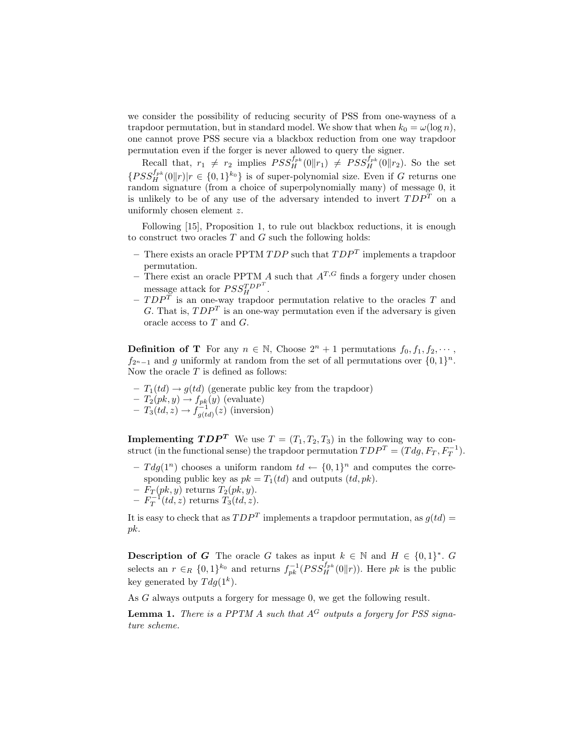we consider the possibility of reducing security of PSS from one-wayness of a trapdoor permutation, but in standard model. We show that when $k_0 = \omega(\log n)$, one cannot prove PSS secure via a blackbox reduction from one way trapdoor permutation even if the forger is never allowed to query the signer.

Recall that, $r_1 \neq r_2$ implies $PSS_H^{f_{pk}}(0\|r_1) \neq PSS_H^{f_{pk}}(0\|r_2)$. So the set $\{PSS_H^{f_{pk}}(0\|r) | r \in \{0,1\}^{k_0}\}$ is of super-polynomial size. Even if $G$ returns one random signature (from a choice of superpolynomially many) of message 0, it is unlikely to be of any use of the adversary intended to invert $TDP^T$ on a uniformly chosen element $z$.

Following [15], Proposition 1, to rule out blackbox reductions, it is enough to construct two oracles $T$ and $G$ such the following holds:

- There exists an oracle PPTM $TDP$ such that $TDP^T$ implements a trapdoor permutation.
- There exist an oracle PPTM $A$ such that $A^{T,G}$ finds a forgery under chosen message attack for $PSS_H^{TDP^T}$.
- $TDP^T$ is an one-way trapdoor permutation relative to the oracles $T$ and $G$. That is, $TDP^T$ is an one-way permutation even if the adversary is given oracle access to $T$ and $G$.

**Definition of T** For any $n \in \mathbb{N}$, Choose $2^n + 1$ permutations $f_0, f_1, f_2, \cdots$, $f_{2^n-1}$ and $g$ uniformly at random from the set of all permutations over $\{0,1\}^n$. Now the oracle $T$ is defined as follows:

- $T_1(td) \rightarrow g(td)$ (generate public key from the trapdoor)
- $T_2(pk, y) \rightarrow f_{pk}(y)$ (evaluate)
- $T_3(td, z) \rightarrow f_{g(td)}^{-1}(z)$ (inversion)

**Implementing $TDP^T$** We use $T = (T_1, T_2, T_3)$ in the following way to construct (in the functional sense) the trapdoor permutation $TDP^T = (Tdg, F_T, F_T^{-1})$.

- $Tdg(1^n)$ chooses a uniform random $td \leftarrow \{0,1\}^n$ and computes the corresponding public key as $pk = T_1(td)$ and outputs $(td, pk)$.
- $F_T(pk, y)$ returns $T_2(pk, y)$.
- $F_T^{-1}(td, z)$ returns $T_3(td, z)$.

It is easy to check that as $TDP^T$ implements a trapdoor permutation, as $g(td) = pk$.

**Description of $G$** The oracle $G$ takes as input $k \in \mathbb{N}$ and $H \in \{0,1\}^*$. $G$ selects an $r \in_R \{0,1\}^{k_0}$ and returns $f_{pk}^{-1}(PSS_H^{f_{pk}}(0\|r))$. Here $pk$ is the public key generated by $Tdg(1^k)$.

As $G$ always outputs a forgery for message 0, we get the following result.

**Lemma 1.** *There is a PPTM $A$ such that $A^G$ outputs a forgery for PSS signature scheme.*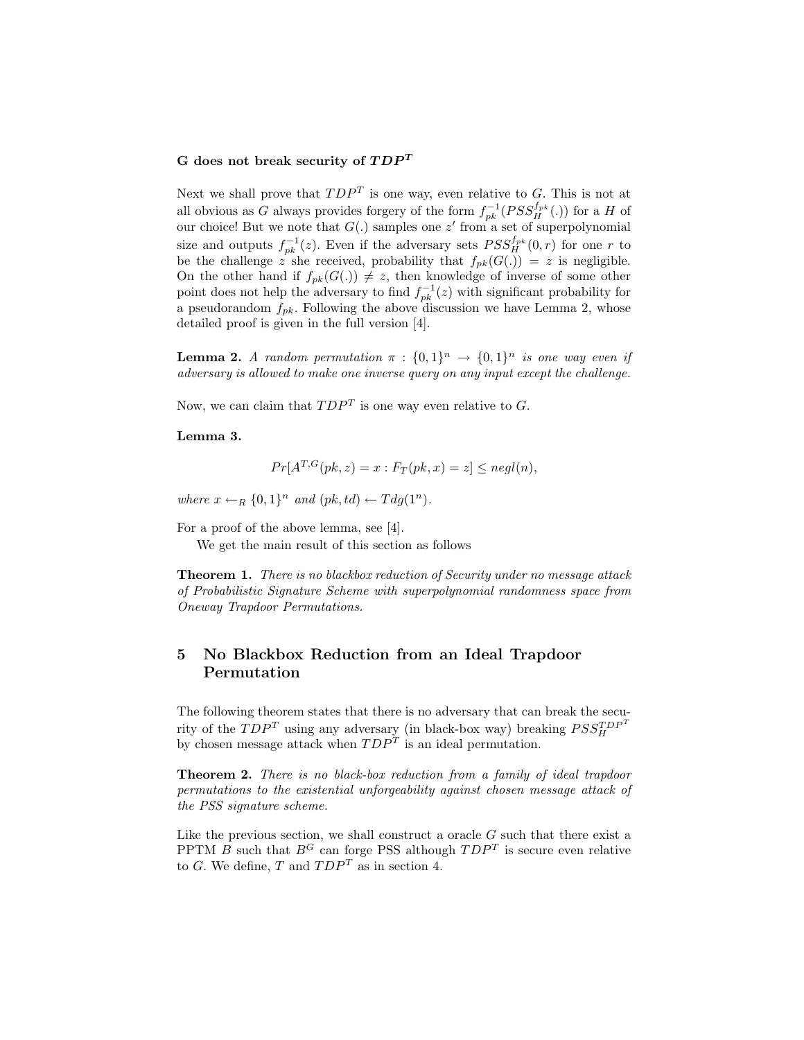**G does not break security of $TDP^T$**

Next we shall prove that $TDP^T$ is one way, even relative to $G$. This is not at all obvious as $G$ always provides forgery of the form $f_{pk}^{-1}(PSS_H^{f_{pk}}(.))$ for a $H$ of our choice! But we note that $G(.)$ samples one $z'$ from a set of superpolynomial size and outputs $f_{pk}^{-1}(z)$. Even if the adversary sets $PSS_H^{f_{pk}}(0,r)$ for one $r$ to be the challenge $z$ she received, probability that $f_{pk}(G(.)) = z$ is negligible. On the other hand if $f_{pk}(G(.)) \neq z$, then knowledge of inverse of some other point does not help the adversary to find $f_{pk}^{-1}(z)$ with significant probability for a pseudorandom $f_{pk}$. Following the above discussion we have Lemma 2, whose detailed proof is given in the full version [4].

**Lemma 2.** *A random permutation $\pi : \{0,1\}^n \to \{0,1\}^n$ is one way even if adversary is allowed to make one inverse query on any input except the challenge.*

Now, we can claim that $TDP^T$ is one way even relative to $G$.

**Lemma 3.**

$$Pr[A^{T,G}(pk,z) = x : F_T(pk,x) = z] \leq negl(n),$$

*where $x \leftarrow_R \{0,1\}^n$ and $(pk,td) \leftarrow Tdg(1^n)$.*

For a proof of the above lemma, see [4].

We get the main result of this section as follows

**Theorem 1.** *There is no blackbox reduction of Security under no message attack of Probabilistic Signature Scheme with superpolynomial randomness space from Oneway Trapdoor Permutations.*

## 5 No Blackbox Reduction from an Ideal Trapdoor Permutation

The following theorem states that there is no adversary that can break the security of the $TDP^T$ using any adversary (in black-box way) breaking $PSS_H^{TDP^T}$ by chosen message attack when $TDP^T$ is an ideal permutation.

**Theorem 2.** *There is no black-box reduction from a family of ideal trapdoor permutations to the existential unforgeability against chosen message attack of the PSS signature scheme.*

Like the previous section, we shall construct a oracle $G$ such that there exist a PPTM $B$ such that $B^G$ can forge PSS although $TDP^T$ is secure even relative to $G$. We define, $T$ and $TDP^T$ as in section 4.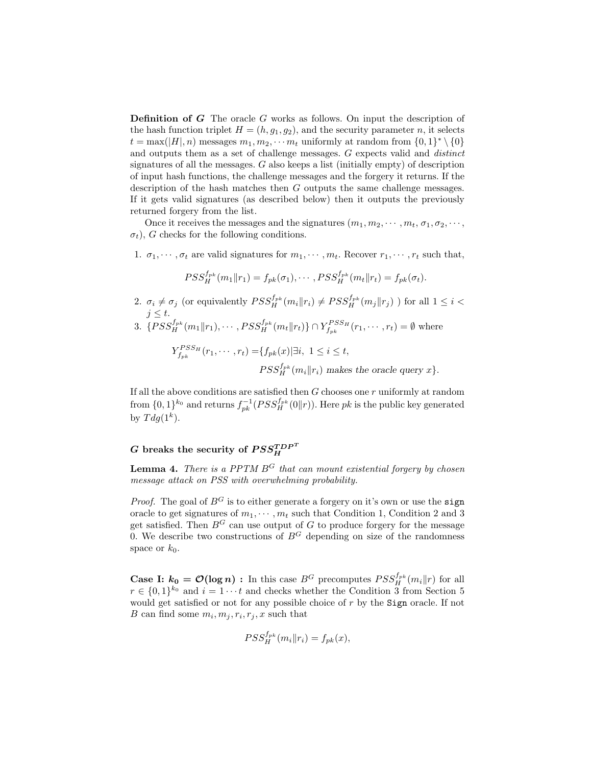**Definition of $G$** The oracle $G$ works as follows. On input the description of the hash function triplet $H = (h, g_1, g_2)$, and the security parameter $n$, it selects $t = \max(|H|, n)$ messages $m_1, m_2, \cdots m_t$ uniformly at random from $\{0,1\}^* \setminus \{0\}$ and outputs them as a set of challenge messages. $G$ expects valid and *distinct* signatures of all the messages. $G$ also keeps a list (initially empty) of description of input hash functions, the challenge messages and the forgery it returns. If the description of the hash matches then $G$ outputs the same challenge messages. If it gets valid signatures (as described below) then it outputs the previously returned forgery from the list.

Once it receives the messages and the signatures $(m_1, m_2, \cdots, m_t, \sigma_1, \sigma_2, \cdots, \sigma_t)$, $G$ checks for the following conditions.

1. $\sigma_1, \cdots, \sigma_t$ are valid signatures for $m_1, \cdots, m_t$. Recover $r_1, \cdots, r_t$ such that,
$$PSS_H^{f_{pk}}(m_1 \| r_1) = f_{pk}(\sigma_1), \cdots, PSS_H^{f_{pk}}(m_t \| r_t) = f_{pk}(\sigma_t).$$
2. $\sigma_i \neq \sigma_j$ (or equivalently $PSS_H^{f_{pk}}(m_i \| r_i) \neq PSS_H^{f_{pk}}(m_j \| r_j)$ ) for all $1 \leq i < j \leq t$.
3. $\{PSS_H^{f_{pk}}(m_1 \| r_1), \cdots, PSS_H^{f_{pk}}(m_t \| r_t)\} \cap Y_{f_{pk}}^{PSS_H}(r_1, \cdots, r_t) = \emptyset$ where
$$\begin{aligned} Y_{f_{pk}}^{PSS_H}(r_1, \cdots, r_t) = &\{f_{pk}(x) | \exists i,\ 1 \leq i \leq t, \\ &PSS_H^{f_{pk}}(m_i \| r_i) \textit{ makes the oracle query } x\}. \end{aligned}$$

If all the above conditions are satisfied then $G$ chooses one $r$ uniformly at random from $\{0,1\}^{k_0}$ and returns $f_{pk}^{-1}(PSS_H^{f_{pk}}(0 \| r))$. Here $pk$ is the public key generated by $Tdg(1^k)$.

## $G$ breaks the security of $PSS_H^{TDP^T}$

**Lemma 4.** *There is a PPTM $B^G$ that can mount existential forgery by chosen message attack on PSS with overwhelming probability.*

*Proof.* The goal of $B^G$ is to either generate a forgery on it's own or use the `sign` oracle to get signatures of $m_1, \cdots, m_t$ such that Condition 1, Condition 2 and 3 get satisfied. Then $B^G$ can use output of $G$ to produce forgery for the message 0. We describe two constructions of $B^G$ depending on size of the randomness space or $k_0$.

**Case I: $k_0 = \mathcal{O}(\log n)$ :** In this case $B^G$ precomputes $PSS_H^{f_{pk}}(m_i \| r)$ for all $r \in \{0,1\}^{k_0}$ and $i = 1 \cdots t$ and checks whether the Condition 3 from Section 5 would get satisfied or not for any possible choice of $r$ by the `Sign` oracle. If not $B$ can find some $m_i, m_j, r_i, r_j, x$ such that

$$PSS_H^{f_{pk}}(m_i \| r_i) = f_{pk}(x),$$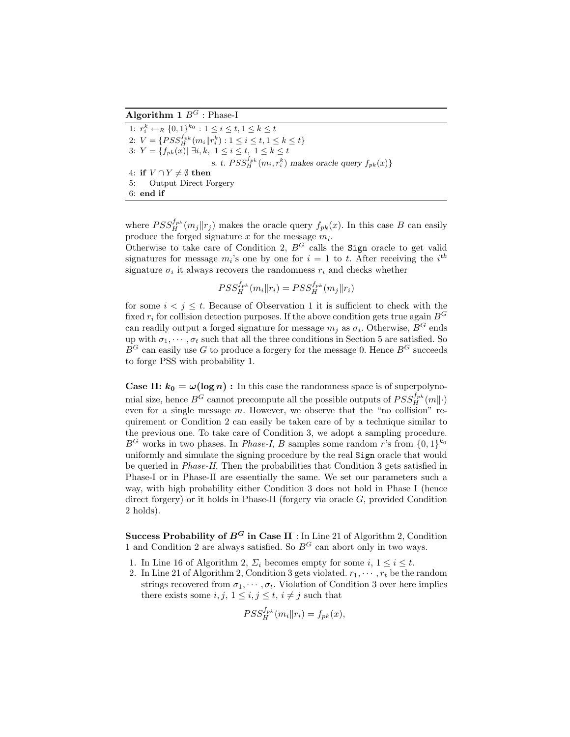**Algorithm 1** $B^G$ : Phase-I

1: $r_i^k \leftarrow_R \{0,1\}^{k_0} : 1 \le i \le t, 1 \le k \le t$
2: $V = \{PSS_H^{f_{pk}}(m_i \| r_i^k) : 1 \le i \le t, 1 \le k \le t\}$
3: $Y = \{f_{pk}(x) | \ \exists i, k, \ 1 \le i \le t, \ 1 \le k \le t$
   *s. t.* $PSS_H^{f_{pk}}(m_i, r_i^k)$ *makes oracle query* $f_{pk}(x)\}$
4: **if** $V \cap Y \neq \emptyset$ **then**
5: Output Direct Forgery
6: **end if**

where $PSS_H^{f_{pk}}(m_j \| r_j)$ makes the oracle query $f_{pk}(x)$. In this case $B$ can easily produce the forged signature $x$ for the message $m_i$.

Otherwise to take care of Condition 2, $B^G$ calls the `Sign` oracle to get valid signatures for message $m_i$'s one by one for $i = 1$ to $t$. After receiving the $i^{th}$ signature $\sigma_i$ it always recovers the randomness $r_i$ and checks whether

$$PSS_H^{f_{pk}}(m_i \| r_i) = PSS_H^{f_{pk}}(m_j \| r_i)$$

for some $i < j \le t$. Because of Observation 1 it is sufficient to check with the fixed $r_i$ for collision detection purposes. If the above condition gets true again $B^G$ can readily output a forged signature for message $m_j$ as $\sigma_i$. Otherwise, $B^G$ ends up with $\sigma_1, \cdots, \sigma_t$ such that all the three conditions in Section 5 are satisfied. So $B^G$ can easily use $G$ to produce a forgery for the message 0. Hence $B^G$ succeeds to forge PSS with probability 1.

**Case II: $k_0 = \omega(\log n)$ :** In this case the randomness space is of superpolynomial size, hence $B^G$ cannot precompute all the possible outputs of $PSS_H^{f_{pk}}(m\|\cdot)$ even for a single message $m$. However, we observe that the "no collision" requirement or Condition 2 can easily be taken care of by a technique similar to the previous one. To take care of Condition 3, we adopt a sampling procedure. $B^G$ works in two phases. In *Phase-I*, $B$ samples some random $r$'s from $\{0,1\}^{k_0}$ uniformly and simulate the signing procedure by the real `Sign` oracle that would be queried in *Phase-II*. Then the probabilities that Condition 3 gets satisfied in Phase-I or in Phase-II are essentially the same. We set our parameters such a way, with high probability either Condition 3 does not hold in Phase I (hence direct forgery) or it holds in Phase-II (forgery via oracle $G$, provided Condition 2 holds).

**Success Probability of $B^G$ in Case II** : In Line 21 of Algorithm 2, Condition 1 and Condition 2 are always satisfied. So $B^G$ can abort only in two ways.

1. In Line 16 of Algorithm 2, $\Sigma_i$ becomes empty for some $i$, $1 \le i \le t$.
2. In Line 21 of Algorithm 2, Condition 3 gets violated. $r_1, \cdots, r_t$ be the random strings recovered from $\sigma_1, \cdots, \sigma_t$. Violation of Condition 3 over here implies there exists some $i, j$, $1 \le i, j \le t$, $i \neq j$ such that

$$PSS_H^{f_{pk}}(m_i \| r_i) = f_{pk}(x),$$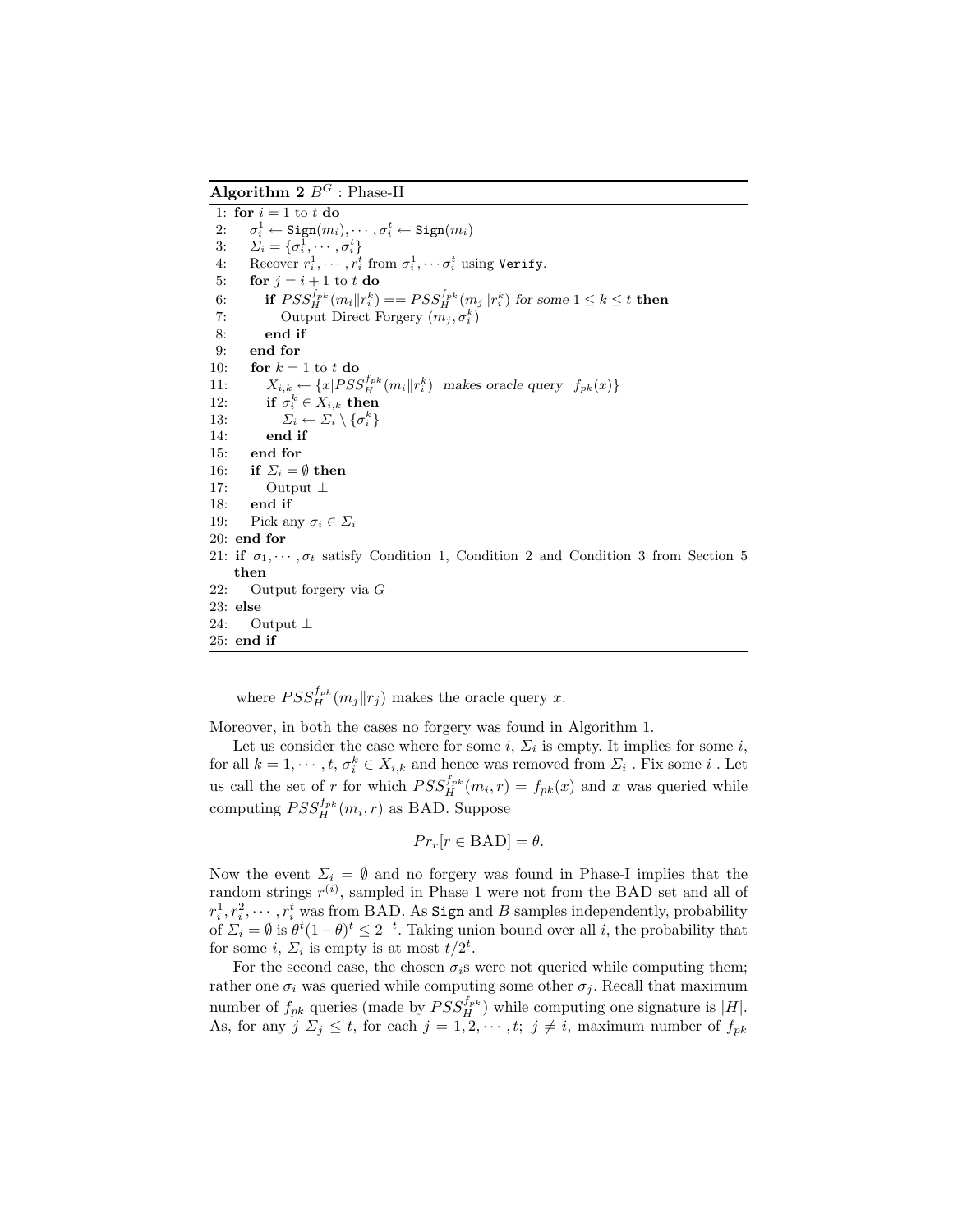**Algorithm 2** $B^G$ : Phase-II

```
1: for i = 1 to t do
2:    σ_i^1 ← Sign(m_i), ··· , σ_i^t ← Sign(m_i)
3:    Σ_i = {σ_i^1, ··· , σ_i^t}
4:    Recover r_i^1, ··· , r_i^t from σ_i^1, ··· σ_i^t using Verify.
5:    for j = i + 1 to t do
6:       if PSS_H^{f_pk}(m_i‖r_i^k) == PSS_H^{f_pk}(m_j‖r_i^k) for some 1 ≤ k ≤ t then
7:          Output Direct Forgery (m_j, σ_i^k)
8:       end if
9:    end for
10:   for k = 1 to t do
11:      X_{i,k} ← {x | PSS_H^{f_pk}(m_i‖r_i^k) makes oracle query f_pk(x)}
12:      if σ_i^k ∈ X_{i,k} then
13:         Σ_i ← Σ_i \ {σ_i^k}
14:      end if
15:   end for
16:   if Σ_i = ∅ then
17:      Output ⊥
18:   end if
19:   Pick any σ_i ∈ Σ_i
20: end for
21: if σ_1, ··· , σ_t satisfy Condition 1, Condition 2 and Condition 3 from Section 5
    then
22:    Output forgery via G
23: else
24:    Output ⊥
25: end if
```

where $PSS_H^{f_{pk}}(m_j \| r_j)$ makes the oracle query $x$.

Moreover, in both the cases no forgery was found in Algorithm 1.

Let us consider the case where for some $i$, $\Sigma_i$ is empty. It implies for some $i$, for all $k = 1, \cdots, t$, $\sigma_i^k \in X_{i,k}$ and hence was removed from $\Sigma_i$ . Fix some $i$ . Let us call the set of $r$ for which $PSS_H^{f_{pk}}(m_i, r) = f_{pk}(x)$ and $x$ was queried while computing $PSS_H^{f_{pk}}(m_i, r)$ as BAD. Suppose

$$Pr_r[r \in \text{BAD}] = \theta.$$

Now the event $\Sigma_i = \emptyset$ and no forgery was found in Phase-I implies that the random strings $r^{(i)}$, sampled in Phase 1 were not from the BAD set and all of $r_i^1, r_i^2, \cdots, r_i^t$ was from BAD. As Sign and $B$ samples independently, probability of $\Sigma_i = \emptyset$ is $\theta^t(1-\theta)^t \leq 2^{-t}$. Taking union bound over all $i$, the probability that for some $i$, $\Sigma_i$ is empty is at most $t/2^t$.

For the second case, the chosen $\sigma_i$s were not queried while computing them; rather one $\sigma_i$ was queried while computing some other $\sigma_j$. Recall that maximum number of $f_{pk}$ queries (made by $PSS_H^{f_{pk}}$) while computing one signature is $|H|$. As, for any $j$ $\Sigma_j \leq t$, for each $j = 1, 2, \cdots, t;\ j \neq i$, maximum number of $f_{pk}$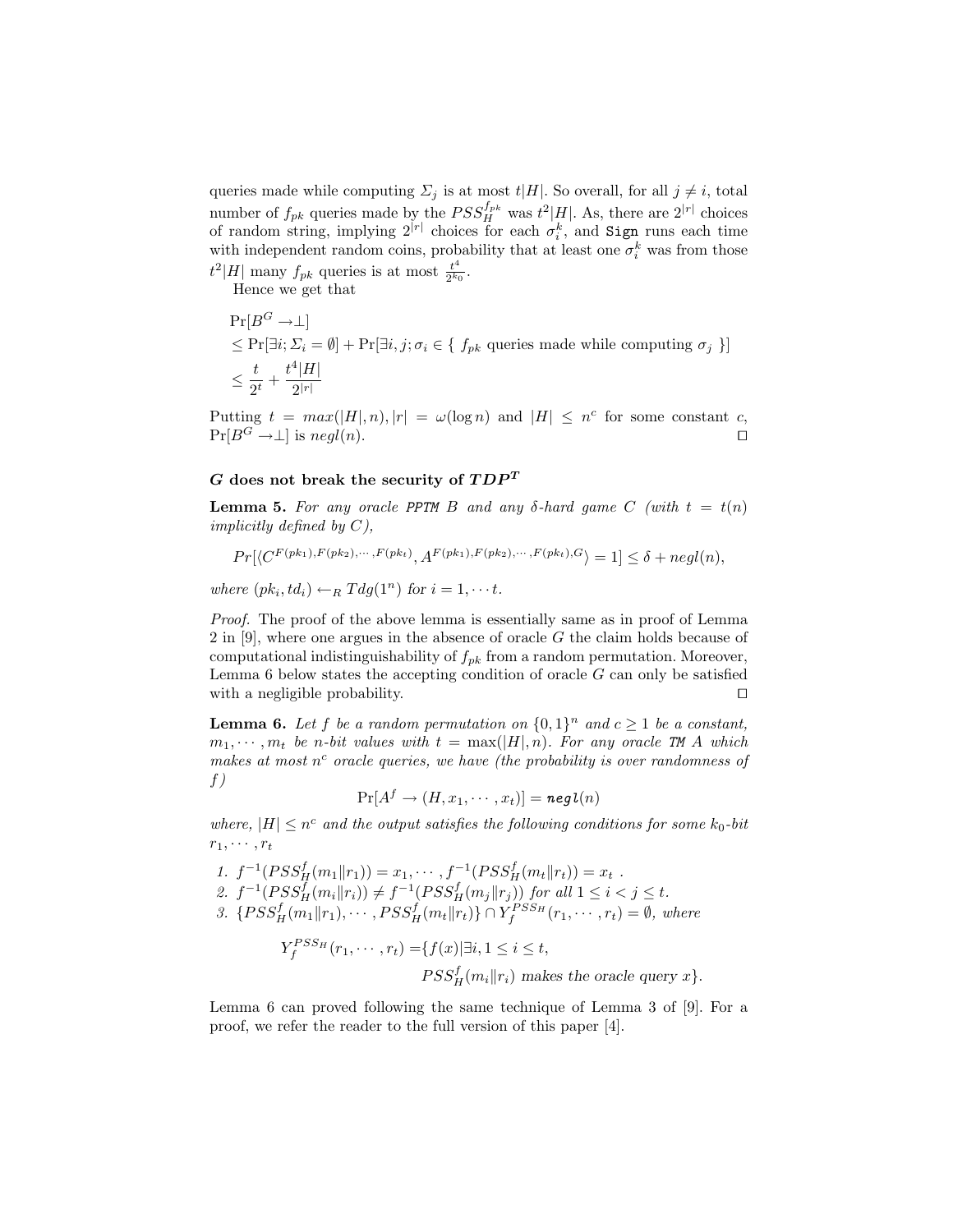queries made while computing $\Sigma_j$ is at most $t|H|$. So overall, for all $j \neq i$, total number of $f_{pk}$ queries made by the $PSS_H^{f_{pk}}$ was $t^2|H|$. As, there are $2^{|r|}$ choices of random string, implying $2^{|r|}$ choices for each $\sigma_i^k$, and Sign runs each time with independent random coins, probability that at least one $\sigma_i^k$ was from those $t^2|H|$ many $f_{pk}$ queries is at most $\frac{t^4}{2^{k_0}}$.

Hence we get that

$$
\begin{aligned}
&\Pr[B^G \rightarrow \perp] \\
&\leq \Pr[\exists i; \Sigma_i = \emptyset] + \Pr[\exists i, j; \sigma_i \in \{\ f_{pk} \text{ queries made while computing } \sigma_j\ \}] \\
&\leq \frac{t}{2^t} + \frac{t^4|H|}{2^{|r|}}
\end{aligned}
$$

Putting $t = max(|H|, n), |r| = \omega(\log n)$ and $|H| \leq n^c$ for some constant $c$, $\Pr[B^G \rightarrow \perp]$ is $negl(n)$. ◻

### $G$ does not break the security of $TDP^T$

**Lemma 5.** *For any oracle PPTM $B$ and any $\delta$-hard game $C$ (with $t = t(n)$ implicitly defined by $C$),*

$$Pr[\langle C^{F(pk_1),F(pk_2),\cdots,F(pk_t)}, A^{F(pk_1),F(pk_2),\cdots,F(pk_t),G} \rangle = 1] \leq \delta + negl(n),$$

*where $(pk_i, td_i) \leftarrow_R Tdg(1^n)$ for $i = 1, \cdots t$.*

*Proof.* The proof of the above lemma is essentially same as in proof of Lemma 2 in [9], where one argues in the absence of oracle $G$ the claim holds because of computational indistinguishability of $f_{pk}$ from a random permutation. Moreover, Lemma 6 below states the accepting condition of oracle $G$ can only be satisfied with a negligible probability. ◻

**Lemma 6.** *Let $f$ be a random permutation on $\{0,1\}^n$ and $c \geq 1$ be a constant, $m_1, \cdots, m_t$ be $n$-bit values with $t = \max(|H|, n)$. For any oracle TM $A$ which makes at most $n^c$ oracle queries, we have (the probability is over randomness of $f$)*

$$\Pr[A^f \rightarrow (H, x_1, \cdots, x_t)] = \mathit{negl}(n)$$

*where, $|H| \leq n^c$ and the output satisfies the following conditions for some $k_0$-bit $r_1, \cdots, r_t$*

1. $f^{-1}(PSS_H^f(m_1\|r_1)) = x_1, \cdots, f^{-1}(PSS_H^f(m_t\|r_t)) = x_t$ .
2. $f^{-1}(PSS_H^f(m_i\|r_i)) \neq f^{-1}(PSS_H^f(m_j\|r_j))$ *for all* $1 \leq i < j \leq t$.
3. $\{PSS_H^f(m_1\|r_1), \cdots, PSS_H^f(m_t\|r_t)\} \cap Y_f^{PSS_H}(r_1, \cdots, r_t) = \emptyset$, *where*

$$
\begin{aligned}
Y_f^{PSS_H}(r_1, \cdots, r_t) = &\{f(x) | \exists i, 1 \leq i \leq t, \\
&PSS_H^f(m_i\|r_i) \text{ makes the oracle query } x\}.
\end{aligned}
$$

Lemma 6 can proved following the same technique of Lemma 3 of [9]. For a proof, we refer the reader to the full version of this paper [4].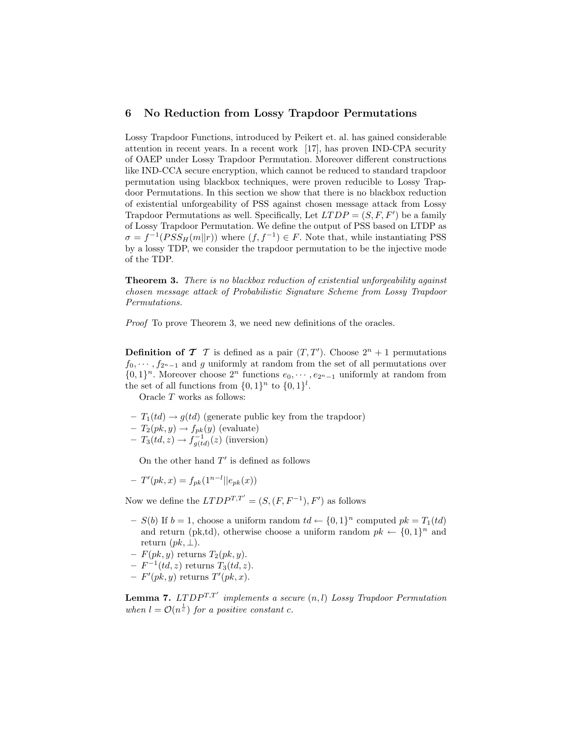## 6 No Reduction from Lossy Trapdoor Permutations

Lossy Trapdoor Functions, introduced by Peikert et. al. has gained considerable attention in recent years. In a recent work [17], has proven IND-CPA security of OAEP under Lossy Trapdoor Permutation. Moreover different constructions like IND-CCA secure encryption, which cannot be reduced to standard trapdoor permutation using blackbox techniques, were proven reducible to Lossy Trapdoor Permutations. In this section we show that there is no blackbox reduction of existential unforgeability of PSS against chosen message attack from Lossy Trapdoor Permutations as well. Specifically, Let $LTDP = (S, F, F')$ be a family of Lossy Trapdoor Permutation. We define the output of PSS based on LTDP as $\sigma = f^{-1}(PSS_H(m||r))$ where $(f, f^{-1}) \in F$. Note that, while instantiating PSS by a lossy TDP, we consider the trapdoor permutation to be the injective mode of the TDP.

**Theorem 3.** *There is no blackbox reduction of existential unforgeability against chosen message attack of Probabilistic Signature Scheme from Lossy Trapdoor Permutations.*

*Proof* To prove Theorem 3, we need new definitions of the oracles.

**Definition of $\mathcal{T}$** $\mathcal{T}$ is defined as a pair $(T, T')$. Choose $2^n + 1$ permutations $f_0, \cdots, f_{2^n-1}$ and $g$ uniformly at random from the set of all permutations over $\{0,1\}^n$. Moreover choose $2^n$ functions $e_0, \cdots, e_{2^n-1}$ uniformly at random from the set of all functions from $\{0,1\}^n$ to $\{0,1\}^l$.

Oracle $T$ works as follows:

- $T_1(td) \rightarrow g(td)$ (generate public key from the trapdoor)
- $T_2(pk, y) \rightarrow f_{pk}(y)$ (evaluate)
- $T_3(td, z) \rightarrow f^{-1}_{g(td)}(z)$ (inversion)

On the other hand $T'$ is defined as follows

- $T'(pk, x) = f_{pk}(1^{n-l}||e_{pk}(x))$

Now we define the $LTDP^{T,T'} = (S, (F, F^{-1}), F')$ as follows

- $S(b)$ If $b = 1$, choose a uniform random $td \leftarrow \{0,1\}^n$ computed $pk = T_1(td)$ and return (pk,td), otherwise choose a uniform random $pk \leftarrow \{0,1\}^n$ and return $(pk, \perp)$.
- $F(pk, y)$ returns $T_2(pk, y)$.
- $F^{-1}(td, z)$ returns $T_3(td, z)$.
- $F'(pk, y)$ returns $T'(pk, x)$.

**Lemma 7.** *$LTDP^{T,T'}$ implements a secure $(n, l)$ Lossy Trapdoor Permutation when $l = \mathcal{O}(n^{\frac{1}{c}})$ for a positive constant $c$.*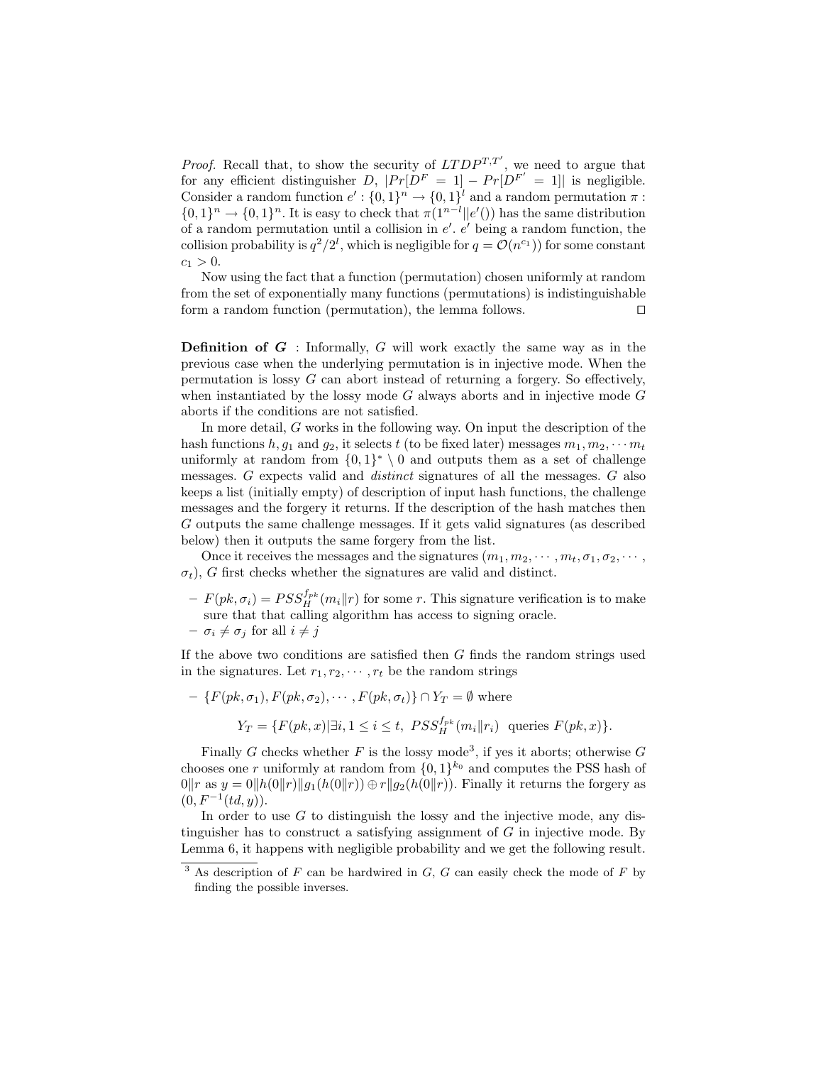*Proof.* Recall that, to show the security of $LTDP^{T,T'}$, we need to argue that for any efficient distinguisher $D$, $|Pr[D^F = 1] - Pr[D^{F'} = 1]|$ is negligible. Consider a random function $e' : \{0,1\}^n \to \{0,1\}^l$ and a random permutation $\pi : \{0,1\}^n \to \{0,1\}^n$. It is easy to check that $\pi(1^{n-l}||e'())$ has the same distribution of a random permutation until a collision in $e'$. $e'$ being a random function, the collision probability is $q^2/2^l$, which is negligible for $q = \mathcal{O}(n^{c_1}))$ for some constant $c_1 > 0$.

Now using the fact that a function (permutation) chosen uniformly at random from the set of exponentially many functions (permutations) is indistinguishable form a random function (permutation), the lemma follows. □

**Definition of $G$** : Informally, $G$ will work exactly the same way as in the previous case when the underlying permutation is in injective mode. When the permutation is lossy $G$ can abort instead of returning a forgery. So effectively, when instantiated by the lossy mode $G$ always aborts and in injective mode $G$ aborts if the conditions are not satisfied.

In more detail, $G$ works in the following way. On input the description of the hash functions $h, g_1$ and $g_2$, it selects $t$ (to be fixed later) messages $m_1, m_2, \cdots m_t$ uniformly at random from $\{0,1\}^* \setminus 0$ and outputs them as a set of challenge messages. $G$ expects valid and *distinct* signatures of all the messages. $G$ also keeps a list (initially empty) of description of input hash functions, the challenge messages and the forgery it returns. If the description of the hash matches then $G$ outputs the same challenge messages. If it gets valid signatures (as described below) then it outputs the same forgery from the list.

Once it receives the messages and the signatures $(m_1, m_2, \cdots, m_t, \sigma_1, \sigma_2, \cdots, \sigma_t)$, $G$ first checks whether the signatures are valid and distinct.

- $F(pk, \sigma_i) = PSS_H^{f_{pk}}(m_i \| r)$ for some $r$. This signature verification is to make sure that that calling algorithm has access to signing oracle.
- $\sigma_i \neq \sigma_j$ for all $i \neq j$

If the above two conditions are satisfied then $G$ finds the random strings used in the signatures. Let $r_1, r_2, \cdots, r_t$ be the random strings

- $\{F(pk, \sigma_1), F(pk, \sigma_2), \cdots, F(pk, \sigma_t)\} \cap Y_T = \emptyset$ where

$$Y_T = \{F(pk, x) | \exists i, 1 \leq i \leq t,\ PSS_H^{f_{pk}}(m_i \| r_i) \text{ queries } F(pk, x)\}.$$

Finally $G$ checks whether $F$ is the lossy mode[3], if yes it aborts; otherwise $G$ chooses one $r$ uniformly at random from $\{0,1\}^{k_0}$ and computes the PSS hash of $0\|r$ as $y = 0\|h(0\|r)\|g_1(h(0\|r)) \oplus r\|g_2(h(0\|r))$. Finally it returns the forgery as $(0, F^{-1}(td, y))$.

In order to use $G$ to distinguish the lossy and the injective mode, any distinguisher has to construct a satisfying assignment of $G$ in injective mode. By Lemma 6, it happens with negligible probability and we get the following result.

[3] As description of $F$ can be hardwired in $G$, $G$ can easily check the mode of $F$ by finding the possible inverses.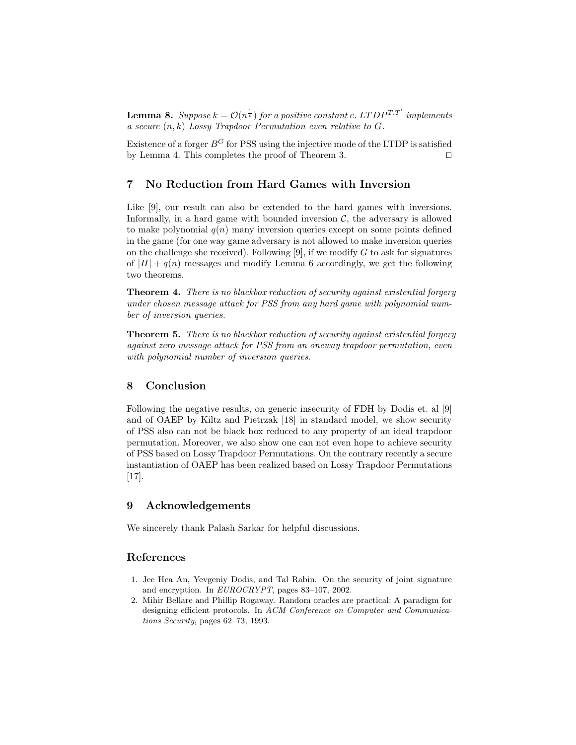**Lemma 8.** *Suppose $k = \mathcal{O}(n^{\frac{1}{c}})$ for a positive constant $c$. $LTDP^{T,T'}$ implements a secure $(n, k)$ Lossy Trapdoor Permutation even relative to $G$.*

Existence of a forger $B^G$ for PSS using the injective mode of the LTDP is satisfied by Lemma 4. This completes the proof of Theorem 3. □

## 7 No Reduction from Hard Games with Inversion

Like [9], our result can also be extended to the hard games with inversions. Informally, in a hard game with bounded inversion $\mathcal{C}$, the adversary is allowed to make polynomial $q(n)$ many inversion queries except on some points defined in the game (for one way game adversary is not allowed to make inversion queries on the challenge she received). Following [9], if we modify $G$ to ask for signatures of $|H| + q(n)$ messages and modify Lemma 6 accordingly, we get the following two theorems.

**Theorem 4.** *There is no blackbox reduction of security against existential forgery under chosen message attack for PSS from any hard game with polynomial number of inversion queries.*

**Theorem 5.** *There is no blackbox reduction of security against existential forgery against zero message attack for PSS from an oneway trapdoor permutation, even with polynomial number of inversion queries.*

## 8 Conclusion

Following the negative results, on generic insecurity of FDH by Dodis et. al [9] and of OAEP by Kiltz and Pietrzak [18] in standard model, we show security of PSS also can not be black box reduced to any property of an ideal trapdoor permutation. Moreover, we also show one can not even hope to achieve security of PSS based on Lossy Trapdoor Permutations. On the contrary recently a secure instantiation of OAEP has been realized based on Lossy Trapdoor Permutations [17].

## 9 Acknowledgements

We sincerely thank Palash Sarkar for helpful discussions.

## References

1. Jee Hea An, Yevgeniy Dodis, and Tal Rabin. On the security of joint signature and encryption. In *EUROCRYPT*, pages 83–107, 2002.
2. Mihir Bellare and Phillip Rogaway. Random oracles are practical: A paradigm for designing efficient protocols. In *ACM Conference on Computer and Communications Security*, pages 62–73, 1993.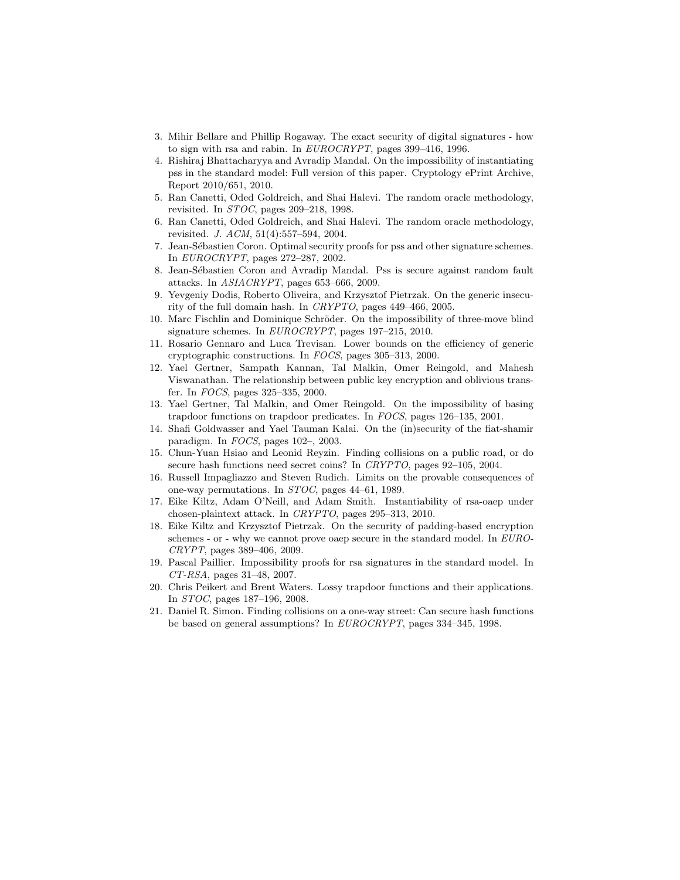3. Mihir Bellare and Phillip Rogaway. The exact security of digital signatures - how to sign with rsa and rabin. In *EUROCRYPT*, pages 399–416, 1996.
4. Rishiraj Bhattacharyya and Avradip Mandal. On the impossibility of instantiating pss in the standard model: Full version of this paper. Cryptology ePrint Archive, Report 2010/651, 2010.
5. Ran Canetti, Oded Goldreich, and Shai Halevi. The random oracle methodology, revisited. In *STOC*, pages 209–218, 1998.
6. Ran Canetti, Oded Goldreich, and Shai Halevi. The random oracle methodology, revisited. *J. ACM*, 51(4):557–594, 2004.
7. Jean-Sébastien Coron. Optimal security proofs for pss and other signature schemes. In *EUROCRYPT*, pages 272–287, 2002.
8. Jean-Sébastien Coron and Avradip Mandal. Pss is secure against random fault attacks. In *ASIACRYPT*, pages 653–666, 2009.
9. Yevgeniy Dodis, Roberto Oliveira, and Krzysztof Pietrzak. On the generic insecurity of the full domain hash. In *CRYPTO*, pages 449–466, 2005.
10. Marc Fischlin and Dominique Schröder. On the impossibility of three-move blind signature schemes. In *EUROCRYPT*, pages 197–215, 2010.
11. Rosario Gennaro and Luca Trevisan. Lower bounds on the efficiency of generic cryptographic constructions. In *FOCS*, pages 305–313, 2000.
12. Yael Gertner, Sampath Kannan, Tal Malkin, Omer Reingold, and Mahesh Viswanathan. The relationship between public key encryption and oblivious transfer. In *FOCS*, pages 325–335, 2000.
13. Yael Gertner, Tal Malkin, and Omer Reingold. On the impossibility of basing trapdoor functions on trapdoor predicates. In *FOCS*, pages 126–135, 2001.
14. Shafi Goldwasser and Yael Tauman Kalai. On the (in)security of the fiat-shamir paradigm. In *FOCS*, pages 102–, 2003.
15. Chun-Yuan Hsiao and Leonid Reyzin. Finding collisions on a public road, or do secure hash functions need secret coins? In *CRYPTO*, pages 92–105, 2004.
16. Russell Impagliazzo and Steven Rudich. Limits on the provable consequences of one-way permutations. In *STOC*, pages 44–61, 1989.
17. Eike Kiltz, Adam O'Neill, and Adam Smith. Instantiability of rsa-oaep under chosen-plaintext attack. In *CRYPTO*, pages 295–313, 2010.
18. Eike Kiltz and Krzysztof Pietrzak. On the security of padding-based encryption schemes - or - why we cannot prove oaep secure in the standard model. In *EUROCRYPT*, pages 389–406, 2009.
19. Pascal Paillier. Impossibility proofs for rsa signatures in the standard model. In *CT-RSA*, pages 31–48, 2007.
20. Chris Peikert and Brent Waters. Lossy trapdoor functions and their applications. In *STOC*, pages 187–196, 2008.
21. Daniel R. Simon. Finding collisions on a one-way street: Can secure hash functions be based on general assumptions? In *EUROCRYPT*, pages 334–345, 1998.